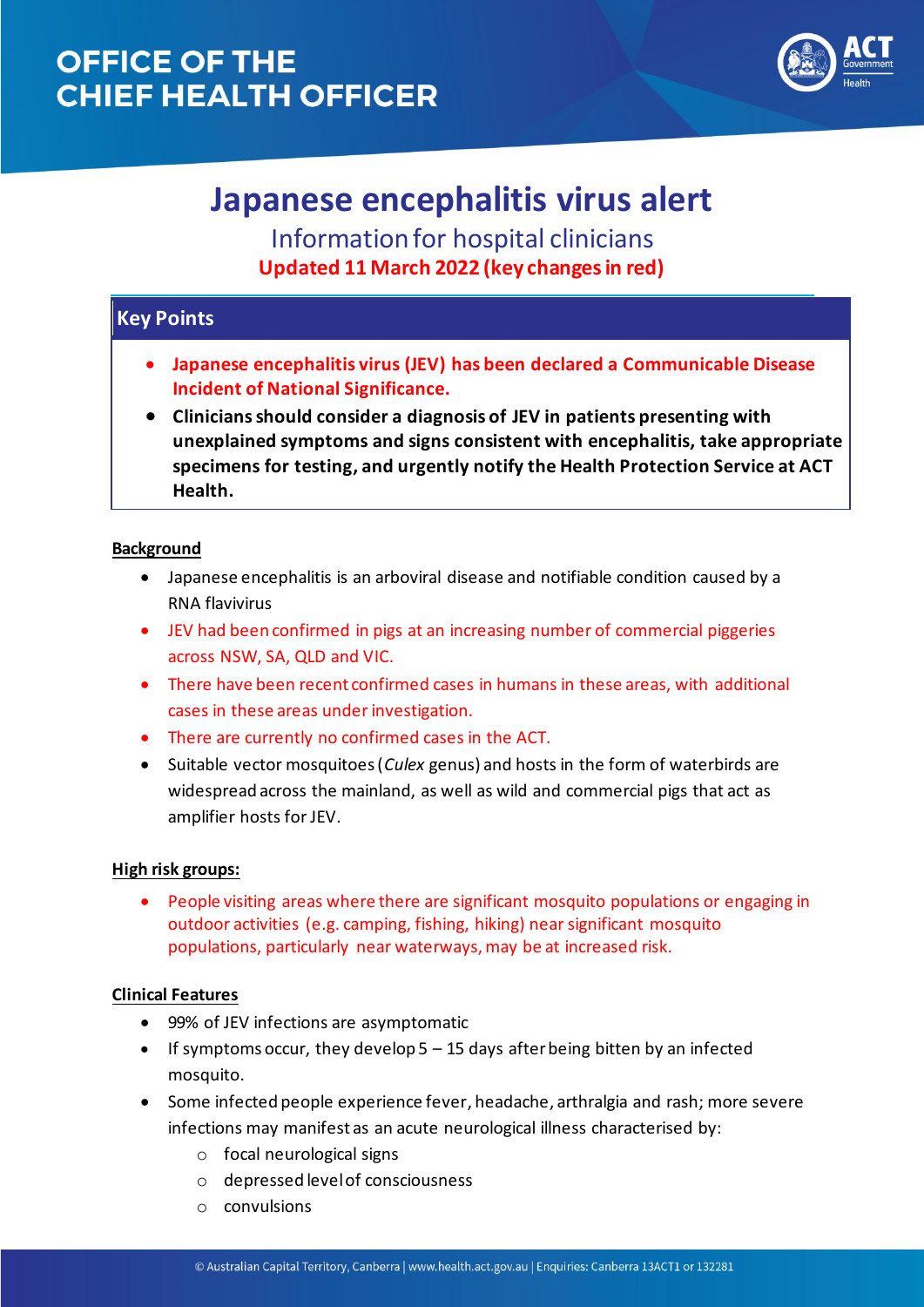# OFFICE OF THE CHIEF HEALTH OFFICER

# Japanese encephalitis virus alert

## Information for hospital clinicians

**Updated 11 March 2022 (key changes in red)**

## Key Points

- **Japanese encephalitis virus (JEV) has been declared a Communicable Disease Incident of National Significance.**
- **Clinicians should consider a diagnosis of JEV in patients presenting with unexplained symptoms and signs consistent with encephalitis, take appropriate specimens for testing, and urgently notify the Health Protection Service at ACT Health.**

### Background

- Japanese encephalitis is an arboviral disease and notifiable condition caused by a RNA flavivirus
- JEV had been confirmed in pigs at an increasing number of commercial piggeries across NSW, SA, QLD and VIC.
- There have been recent confirmed cases in humans in these areas, with additional cases in these areas under investigation.
- There are currently no confirmed cases in the ACT.
- Suitable vector mosquitoes (*Culex* genus) and hosts in the form of waterbirds are widespread across the mainland, as well as wild and commercial pigs that act as amplifier hosts for JEV.

### High risk groups:

- People visiting areas where there are significant mosquito populations or engaging in outdoor activities (e.g. camping, fishing, hiking) near significant mosquito populations, particularly near waterways, may be at increased risk.

### Clinical Features

- 99% of JEV infections are asymptomatic
- If symptoms occur, they develop 5 – 15 days after being bitten by an infected mosquito.
- Some infected people experience fever, headache, arthralgia and rash; more severe infections may manifest as an acute neurological illness characterised by:
  - focal neurological signs
  - depressed level of consciousness
  - convulsions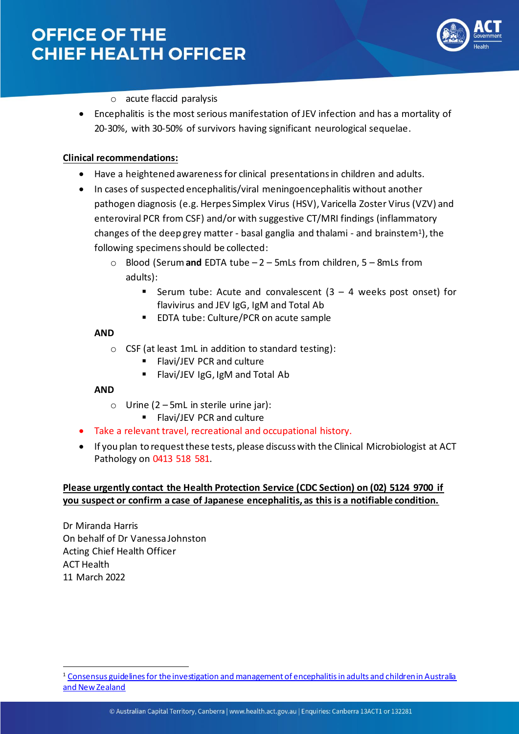- acute flaccid paralysis

- Encephalitis is the most serious manifestation of JEV infection and has a mortality of 20-30%, with 30-50% of survivors having significant neurological sequelae.

**Clinical recommendations:**

- Have a heightened awareness for clinical presentations in children and adults.
- In cases of suspected encephalitis/viral meningoencephalitis without another pathogen diagnosis (e.g. Herpes Simplex Virus (HSV), Varicella Zoster Virus (VZV) and enteroviral PCR from CSF) and/or with suggestive CT/MRI findings (inflammatory changes of the deep grey matter - basal ganglia and thalami - and brainstem[1]), the following specimens should be collected:
  - Blood (Serum **and** EDTA tube – 2 – 5mLs from children, 5 – 8mLs from adults):
    - Serum tube: Acute and convalescent (3 – 4 weeks post onset) for flavivirus and JEV IgG, IgM and Total Ab
    - EDTA tube: Culture/PCR on acute sample

  **AND**

  - CSF (at least 1mL in addition to standard testing):
    - Flavi/JEV PCR and culture
    - Flavi/JEV IgG, IgM and Total Ab

  **AND**

  - Urine (2 – 5mL in sterile urine jar):
    - Flavi/JEV PCR and culture
- Take a relevant travel, recreational and occupational history.
- If you plan to request these tests, please discuss with the Clinical Microbiologist at ACT Pathology on 0413 518 581.

**Please urgently contact the Health Protection Service (CDC Section) on (02) 5124 9700 if you suspect or confirm a case of Japanese encephalitis, as this is a notifiable condition.**

Dr Miranda Harris
On behalf of Dr Vanessa Johnston
Acting Chief Health Officer
ACT Health
11 March 2022

[1] Consensus guidelines for the investigation and management of encephalitis in adults and children in Australia and New Zealand